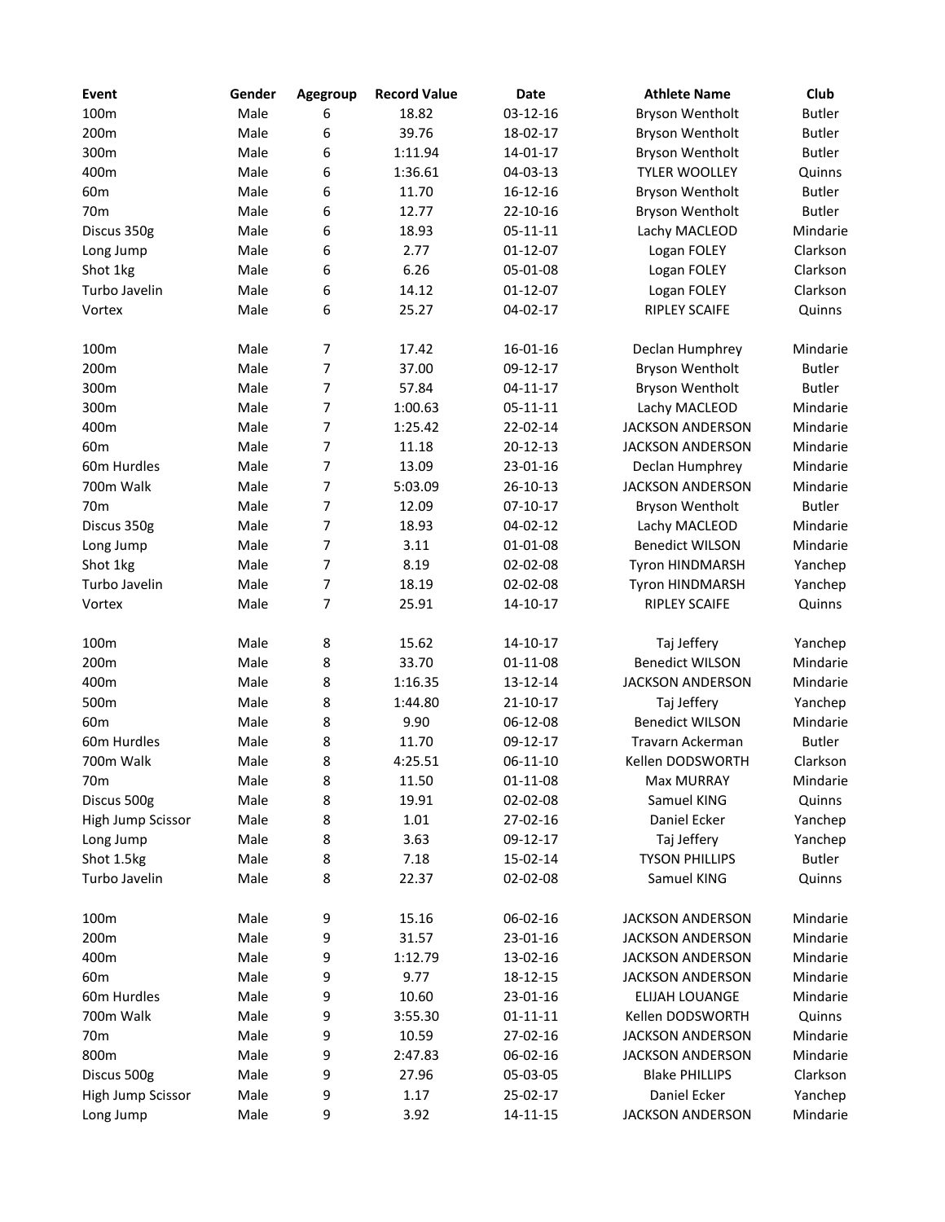| Event | Gender | Agegroup | Record Value | Date | Athlete Name | Club |
|---|---|---|---|---|---|---|
| 100m | Male | 6 | 18.82 | 03-12-16 | Bryson Wentholt | Butler |
| 200m | Male | 6 | 39.76 | 18-02-17 | Bryson Wentholt | Butler |
| 300m | Male | 6 | 1:11.94 | 14-01-17 | Bryson Wentholt | Butler |
| 400m | Male | 6 | 1:36.61 | 04-03-13 | TYLER WOOLLEY | Quinns |
| 60m | Male | 6 | 11.70 | 16-12-16 | Bryson Wentholt | Butler |
| 70m | Male | 6 | 12.77 | 22-10-16 | Bryson Wentholt | Butler |
| Discus 350g | Male | 6 | 18.93 | 05-11-11 | Lachy MACLEOD | Mindarie |
| Long Jump | Male | 6 | 2.77 | 01-12-07 | Logan FOLEY | Clarkson |
| Shot 1kg | Male | 6 | 6.26 | 05-01-08 | Logan FOLEY | Clarkson |
| Turbo Javelin | Male | 6 | 14.12 | 01-12-07 | Logan FOLEY | Clarkson |
| Vortex | Male | 6 | 25.27 | 04-02-17 | RIPLEY SCAIFE | Quinns |
| | | | | | | |
| 100m | Male | 7 | 17.42 | 16-01-16 | Declan Humphrey | Mindarie |
| 200m | Male | 7 | 37.00 | 09-12-17 | Bryson Wentholt | Butler |
| 300m | Male | 7 | 57.84 | 04-11-17 | Bryson Wentholt | Butler |
| 300m | Male | 7 | 1:00.63 | 05-11-11 | Lachy MACLEOD | Mindarie |
| 400m | Male | 7 | 1:25.42 | 22-02-14 | JACKSON ANDERSON | Mindarie |
| 60m | Male | 7 | 11.18 | 20-12-13 | JACKSON ANDERSON | Mindarie |
| 60m Hurdles | Male | 7 | 13.09 | 23-01-16 | Declan Humphrey | Mindarie |
| 700m Walk | Male | 7 | 5:03.09 | 26-10-13 | JACKSON ANDERSON | Mindarie |
| 70m | Male | 7 | 12.09 | 07-10-17 | Bryson Wentholt | Butler |
| Discus 350g | Male | 7 | 18.93 | 04-02-12 | Lachy MACLEOD | Mindarie |
| Long Jump | Male | 7 | 3.11 | 01-01-08 | Benedict WILSON | Mindarie |
| Shot 1kg | Male | 7 | 8.19 | 02-02-08 | Tyron HINDMARSH | Yanchep |
| Turbo Javelin | Male | 7 | 18.19 | 02-02-08 | Tyron HINDMARSH | Yanchep |
| Vortex | Male | 7 | 25.91 | 14-10-17 | RIPLEY SCAIFE | Quinns |
| | | | | | | |
| 100m | Male | 8 | 15.62 | 14-10-17 | Taj Jeffery | Yanchep |
| 200m | Male | 8 | 33.70 | 01-11-08 | Benedict WILSON | Mindarie |
| 400m | Male | 8 | 1:16.35 | 13-12-14 | JACKSON ANDERSON | Mindarie |
| 500m | Male | 8 | 1:44.80 | 21-10-17 | Taj Jeffery | Yanchep |
| 60m | Male | 8 | 9.90 | 06-12-08 | Benedict WILSON | Mindarie |
| 60m Hurdles | Male | 8 | 11.70 | 09-12-17 | Travarn Ackerman | Butler |
| 700m Walk | Male | 8 | 4:25.51 | 06-11-10 | Kellen DODSWORTH | Clarkson |
| 70m | Male | 8 | 11.50 | 01-11-08 | Max MURRAY | Mindarie |
| Discus 500g | Male | 8 | 19.91 | 02-02-08 | Samuel KING | Quinns |
| High Jump Scissor | Male | 8 | 1.01 | 27-02-16 | Daniel Ecker | Yanchep |
| Long Jump | Male | 8 | 3.63 | 09-12-17 | Taj Jeffery | Yanchep |
| Shot 1.5kg | Male | 8 | 7.18 | 15-02-14 | TYSON PHILLIPS | Butler |
| Turbo Javelin | Male | 8 | 22.37 | 02-02-08 | Samuel KING | Quinns |
| | | | | | | |
| 100m | Male | 9 | 15.16 | 06-02-16 | JACKSON ANDERSON | Mindarie |
| 200m | Male | 9 | 31.57 | 23-01-16 | JACKSON ANDERSON | Mindarie |
| 400m | Male | 9 | 1:12.79 | 13-02-16 | JACKSON ANDERSON | Mindarie |
| 60m | Male | 9 | 9.77 | 18-12-15 | JACKSON ANDERSON | Mindarie |
| 60m Hurdles | Male | 9 | 10.60 | 23-01-16 | ELIJAH LOUANGE | Mindarie |
| 700m Walk | Male | 9 | 3:55.30 | 01-11-11 | Kellen DODSWORTH | Quinns |
| 70m | Male | 9 | 10.59 | 27-02-16 | JACKSON ANDERSON | Mindarie |
| 800m | Male | 9 | 2:47.83 | 06-02-16 | JACKSON ANDERSON | Mindarie |
| Discus 500g | Male | 9 | 27.96 | 05-03-05 | Blake PHILLIPS | Clarkson |
| High Jump Scissor | Male | 9 | 1.17 | 25-02-17 | Daniel Ecker | Yanchep |
| Long Jump | Male | 9 | 3.92 | 14-11-15 | JACKSON ANDERSON | Mindarie |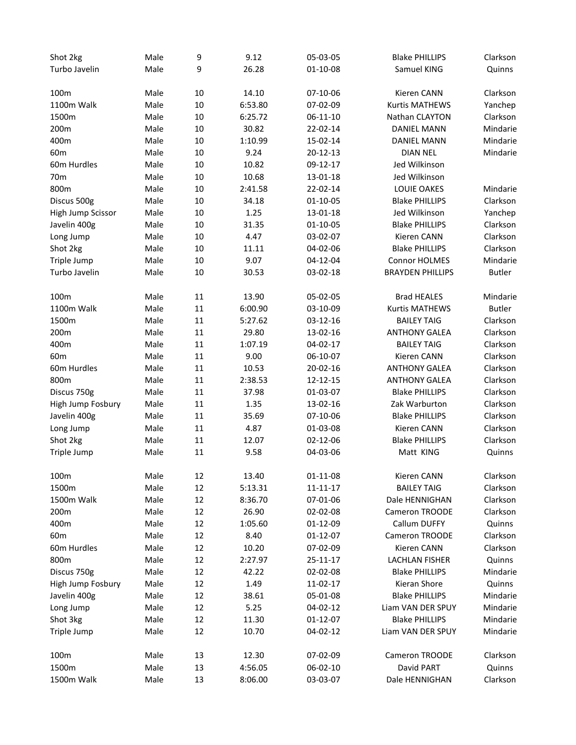| | | | | | | |
|---|---|---|---|---|---|---|
| Shot 2kg | Male | 9 | 9.12 | 05-03-05 | Blake PHILLIPS | Clarkson |
| Turbo Javelin | Male | 9 | 26.28 | 01-10-08 | Samuel KING | Quinns |
| | | | | | | |
| 100m | Male | 10 | 14.10 | 07-10-06 | Kieren CANN | Clarkson |
| 1100m Walk | Male | 10 | 6:53.80 | 07-02-09 | Kurtis MATHEWS | Yanchep |
| 1500m | Male | 10 | 6:25.72 | 06-11-10 | Nathan CLAYTON | Clarkson |
| 200m | Male | 10 | 30.82 | 22-02-14 | DANIEL MANN | Mindarie |
| 400m | Male | 10 | 1:10.99 | 15-02-14 | DANIEL MANN | Mindarie |
| 60m | Male | 10 | 9.24 | 20-12-13 | DIAN NEL | Mindarie |
| 60m Hurdles | Male | 10 | 10.82 | 09-12-17 | Jed Wilkinson | |
| 70m | Male | 10 | 10.68 | 13-01-18 | Jed Wilkinson | |
| 800m | Male | 10 | 2:41.58 | 22-02-14 | LOUIE OAKES | Mindarie |
| Discus 500g | Male | 10 | 34.18 | 01-10-05 | Blake PHILLIPS | Clarkson |
| High Jump Scissor | Male | 10 | 1.25 | 13-01-18 | Jed Wilkinson | Yanchep |
| Javelin 400g | Male | 10 | 31.35 | 01-10-05 | Blake PHILLIPS | Clarkson |
| Long Jump | Male | 10 | 4.47 | 03-02-07 | Kieren CANN | Clarkson |
| Shot 2kg | Male | 10 | 11.11 | 04-02-06 | Blake PHILLIPS | Clarkson |
| Triple Jump | Male | 10 | 9.07 | 04-12-04 | Connor HOLMES | Mindarie |
| Turbo Javelin | Male | 10 | 30.53 | 03-02-18 | BRAYDEN PHILLIPS | Butler |
| | | | | | | |
| 100m | Male | 11 | 13.90 | 05-02-05 | Brad HEALES | Mindarie |
| 1100m Walk | Male | 11 | 6:00.90 | 03-10-09 | Kurtis MATHEWS | Butler |
| 1500m | Male | 11 | 5:27.62 | 03-12-16 | BAILEY TAIG | Clarkson |
| 200m | Male | 11 | 29.80 | 13-02-16 | ANTHONY GALEA | Clarkson |
| 400m | Male | 11 | 1:07.19 | 04-02-17 | BAILEY TAIG | Clarkson |
| 60m | Male | 11 | 9.00 | 06-10-07 | Kieren CANN | Clarkson |
| 60m Hurdles | Male | 11 | 10.53 | 20-02-16 | ANTHONY GALEA | Clarkson |
| 800m | Male | 11 | 2:38.53 | 12-12-15 | ANTHONY GALEA | Clarkson |
| Discus 750g | Male | 11 | 37.98 | 01-03-07 | Blake PHILLIPS | Clarkson |
| High Jump Fosbury | Male | 11 | 1.35 | 13-02-16 | Zak Warburton | Clarkson |
| Javelin 400g | Male | 11 | 35.69 | 07-10-06 | Blake PHILLIPS | Clarkson |
| Long Jump | Male | 11 | 4.87 | 01-03-08 | Kieren CANN | Clarkson |
| Shot 2kg | Male | 11 | 12.07 | 02-12-06 | Blake PHILLIPS | Clarkson |
| Triple Jump | Male | 11 | 9.58 | 04-03-06 | Matt KING | Quinns |
| | | | | | | |
| 100m | Male | 12 | 13.40 | 01-11-08 | Kieren CANN | Clarkson |
| 1500m | Male | 12 | 5:13.31 | 11-11-17 | BAILEY TAIG | Clarkson |
| 1500m Walk | Male | 12 | 8:36.70 | 07-01-06 | Dale HENNIGHAN | Clarkson |
| 200m | Male | 12 | 26.90 | 02-02-08 | Cameron TROODE | Clarkson |
| 400m | Male | 12 | 1:05.60 | 01-12-09 | Callum DUFFY | Quinns |
| 60m | Male | 12 | 8.40 | 01-12-07 | Cameron TROODE | Clarkson |
| 60m Hurdles | Male | 12 | 10.20 | 07-02-09 | Kieren CANN | Clarkson |
| 800m | Male | 12 | 2:27.97 | 25-11-17 | LACHLAN FISHER | Quinns |
| Discus 750g | Male | 12 | 42.22 | 02-02-08 | Blake PHILLIPS | Mindarie |
| High Jump Fosbury | Male | 12 | 1.49 | 11-02-17 | Kieran Shore | Quinns |
| Javelin 400g | Male | 12 | 38.61 | 05-01-08 | Blake PHILLIPS | Mindarie |
| Long Jump | Male | 12 | 5.25 | 04-02-12 | Liam VAN DER SPUY | Mindarie |
| Shot 3kg | Male | 12 | 11.30 | 01-12-07 | Blake PHILLIPS | Mindarie |
| Triple Jump | Male | 12 | 10.70 | 04-02-12 | Liam VAN DER SPUY | Mindarie |
| | | | | | | |
| 100m | Male | 13 | 12.30 | 07-02-09 | Cameron TROODE | Clarkson |
| 1500m | Male | 13 | 4:56.05 | 06-02-10 | David PART | Quinns |
| 1500m Walk | Male | 13 | 8:06.00 | 03-03-07 | Dale HENNIGHAN | Clarkson |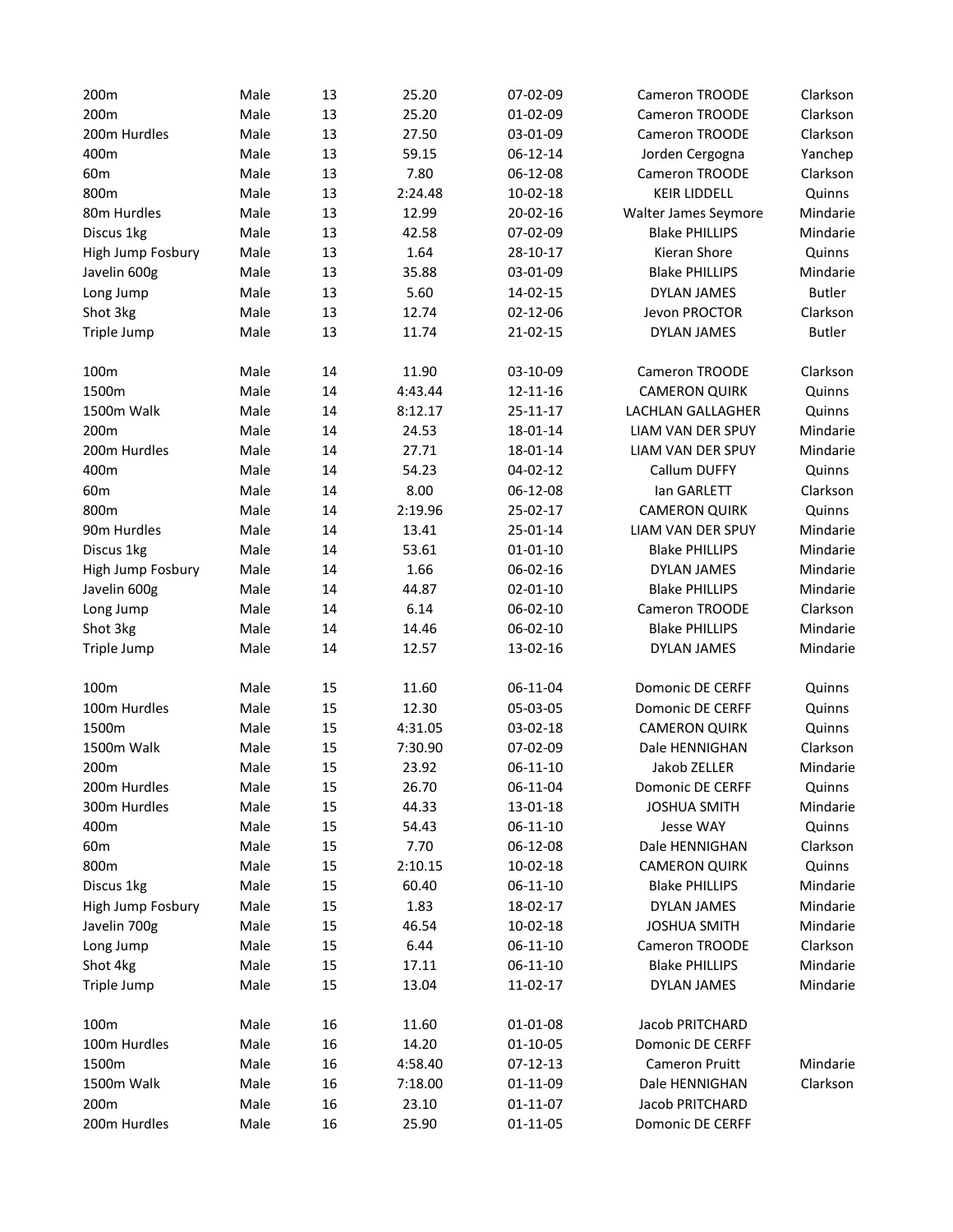| | | | | | | |
|---|---|---|---|---|---|---|
| 200m | Male | 13 | 25.20 | 07-02-09 | Cameron TROODE | Clarkson |
| 200m | Male | 13 | 25.20 | 01-02-09 | Cameron TROODE | Clarkson |
| 200m Hurdles | Male | 13 | 27.50 | 03-01-09 | Cameron TROODE | Clarkson |
| 400m | Male | 13 | 59.15 | 06-12-14 | Jorden Cergogna | Yanchep |
| 60m | Male | 13 | 7.80 | 06-12-08 | Cameron TROODE | Clarkson |
| 800m | Male | 13 | 2:24.48 | 10-02-18 | KEIR LIDDELL | Quinns |
| 80m Hurdles | Male | 13 | 12.99 | 20-02-16 | Walter James Seymore | Mindarie |
| Discus 1kg | Male | 13 | 42.58 | 07-02-09 | Blake PHILLIPS | Mindarie |
| High Jump Fosbury | Male | 13 | 1.64 | 28-10-17 | Kieran Shore | Quinns |
| Javelin 600g | Male | 13 | 35.88 | 03-01-09 | Blake PHILLIPS | Mindarie |
| Long Jump | Male | 13 | 5.60 | 14-02-15 | DYLAN JAMES | Butler |
| Shot 3kg | Male | 13 | 12.74 | 02-12-06 | Jevon PROCTOR | Clarkson |
| Triple Jump | Male | 13 | 11.74 | 21-02-15 | DYLAN JAMES | Butler |
| | | | | | | |
| 100m | Male | 14 | 11.90 | 03-10-09 | Cameron TROODE | Clarkson |
| 1500m | Male | 14 | 4:43.44 | 12-11-16 | CAMERON QUIRK | Quinns |
| 1500m Walk | Male | 14 | 8:12.17 | 25-11-17 | LACHLAN GALLAGHER | Quinns |
| 200m | Male | 14 | 24.53 | 18-01-14 | LIAM VAN DER SPUY | Mindarie |
| 200m Hurdles | Male | 14 | 27.71 | 18-01-14 | LIAM VAN DER SPUY | Mindarie |
| 400m | Male | 14 | 54.23 | 04-02-12 | Callum DUFFY | Quinns |
| 60m | Male | 14 | 8.00 | 06-12-08 | Ian GARLETT | Clarkson |
| 800m | Male | 14 | 2:19.96 | 25-02-17 | CAMERON QUIRK | Quinns |
| 90m Hurdles | Male | 14 | 13.41 | 25-01-14 | LIAM VAN DER SPUY | Mindarie |
| Discus 1kg | Male | 14 | 53.61 | 01-01-10 | Blake PHILLIPS | Mindarie |
| High Jump Fosbury | Male | 14 | 1.66 | 06-02-16 | DYLAN JAMES | Mindarie |
| Javelin 600g | Male | 14 | 44.87 | 02-01-10 | Blake PHILLIPS | Mindarie |
| Long Jump | Male | 14 | 6.14 | 06-02-10 | Cameron TROODE | Clarkson |
| Shot 3kg | Male | 14 | 14.46 | 06-02-10 | Blake PHILLIPS | Mindarie |
| Triple Jump | Male | 14 | 12.57 | 13-02-16 | DYLAN JAMES | Mindarie |
| | | | | | | |
| 100m | Male | 15 | 11.60 | 06-11-04 | Domonic DE CERFF | Quinns |
| 100m Hurdles | Male | 15 | 12.30 | 05-03-05 | Domonic DE CERFF | Quinns |
| 1500m | Male | 15 | 4:31.05 | 03-02-18 | CAMERON QUIRK | Quinns |
| 1500m Walk | Male | 15 | 7:30.90 | 07-02-09 | Dale HENNIGHAN | Clarkson |
| 200m | Male | 15 | 23.92 | 06-11-10 | Jakob ZELLER | Mindarie |
| 200m Hurdles | Male | 15 | 26.70 | 06-11-04 | Domonic DE CERFF | Quinns |
| 300m Hurdles | Male | 15 | 44.33 | 13-01-18 | JOSHUA SMITH | Mindarie |
| 400m | Male | 15 | 54.43 | 06-11-10 | Jesse WAY | Quinns |
| 60m | Male | 15 | 7.70 | 06-12-08 | Dale HENNIGHAN | Clarkson |
| 800m | Male | 15 | 2:10.15 | 10-02-18 | CAMERON QUIRK | Quinns |
| Discus 1kg | Male | 15 | 60.40 | 06-11-10 | Blake PHILLIPS | Mindarie |
| High Jump Fosbury | Male | 15 | 1.83 | 18-02-17 | DYLAN JAMES | Mindarie |
| Javelin 700g | Male | 15 | 46.54 | 10-02-18 | JOSHUA SMITH | Mindarie |
| Long Jump | Male | 15 | 6.44 | 06-11-10 | Cameron TROODE | Clarkson |
| Shot 4kg | Male | 15 | 17.11 | 06-11-10 | Blake PHILLIPS | Mindarie |
| Triple Jump | Male | 15 | 13.04 | 11-02-17 | DYLAN JAMES | Mindarie |
| | | | | | | |
| 100m | Male | 16 | 11.60 | 01-01-08 | Jacob PRITCHARD | |
| 100m Hurdles | Male | 16 | 14.20 | 01-10-05 | Domonic DE CERFF | |
| 1500m | Male | 16 | 4:58.40 | 07-12-13 | Cameron Pruitt | Mindarie |
| 1500m Walk | Male | 16 | 7:18.00 | 01-11-09 | Dale HENNIGHAN | Clarkson |
| 200m | Male | 16 | 23.10 | 01-11-07 | Jacob PRITCHARD | |
| 200m Hurdles | Male | 16 | 25.90 | 01-11-05 | Domonic DE CERFF | |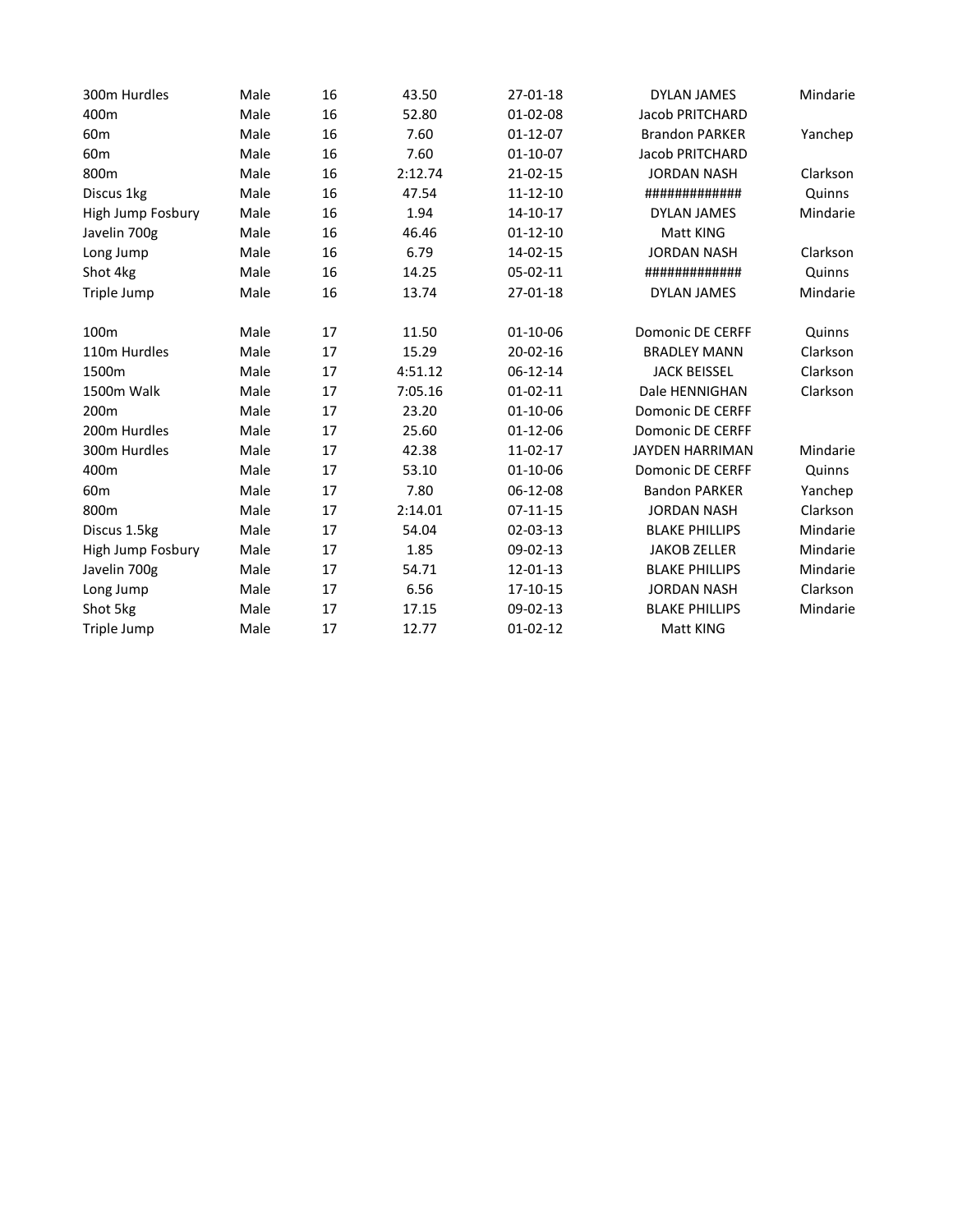| | | | | | | |
|---|---|---|---|---|---|---|
| 300m Hurdles | Male | 16 | 43.50 | 27-01-18 | DYLAN JAMES | Mindarie |
| 400m | Male | 16 | 52.80 | 01-02-08 | Jacob PRITCHARD | |
| 60m | Male | 16 | 7.60 | 01-12-07 | Brandon PARKER | Yanchep |
| 60m | Male | 16 | 7.60 | 01-10-07 | Jacob PRITCHARD | |
| 800m | Male | 16 | 2:12.74 | 21-02-15 | JORDAN NASH | Clarkson |
| Discus 1kg | Male | 16 | 47.54 | 11-12-10 | ############# | Quinns |
| High Jump Fosbury | Male | 16 | 1.94 | 14-10-17 | DYLAN JAMES | Mindarie |
| Javelin 700g | Male | 16 | 46.46 | 01-12-10 | Matt KING | |
| Long Jump | Male | 16 | 6.79 | 14-02-15 | JORDAN NASH | Clarkson |
| Shot 4kg | Male | 16 | 14.25 | 05-02-11 | ############# | Quinns |
| Triple Jump | Male | 16 | 13.74 | 27-01-18 | DYLAN JAMES | Mindarie |
| | | | | | | |
| 100m | Male | 17 | 11.50 | 01-10-06 | Domonic DE CERFF | Quinns |
| 110m Hurdles | Male | 17 | 15.29 | 20-02-16 | BRADLEY MANN | Clarkson |
| 1500m | Male | 17 | 4:51.12 | 06-12-14 | JACK BEISSEL | Clarkson |
| 1500m Walk | Male | 17 | 7:05.16 | 01-02-11 | Dale HENNIGHAN | Clarkson |
| 200m | Male | 17 | 23.20 | 01-10-06 | Domonic DE CERFF | |
| 200m Hurdles | Male | 17 | 25.60 | 01-12-06 | Domonic DE CERFF | |
| 300m Hurdles | Male | 17 | 42.38 | 11-02-17 | JAYDEN HARRIMAN | Mindarie |
| 400m | Male | 17 | 53.10 | 01-10-06 | Domonic DE CERFF | Quinns |
| 60m | Male | 17 | 7.80 | 06-12-08 | Bandon PARKER | Yanchep |
| 800m | Male | 17 | 2:14.01 | 07-11-15 | JORDAN NASH | Clarkson |
| Discus 1.5kg | Male | 17 | 54.04 | 02-03-13 | BLAKE PHILLIPS | Mindarie |
| High Jump Fosbury | Male | 17 | 1.85 | 09-02-13 | JAKOB ZELLER | Mindarie |
| Javelin 700g | Male | 17 | 54.71 | 12-01-13 | BLAKE PHILLIPS | Mindarie |
| Long Jump | Male | 17 | 6.56 | 17-10-15 | JORDAN NASH | Clarkson |
| Shot 5kg | Male | 17 | 17.15 | 09-02-13 | BLAKE PHILLIPS | Mindarie |
| Triple Jump | Male | 17 | 12.77 | 01-02-12 | Matt KING | |